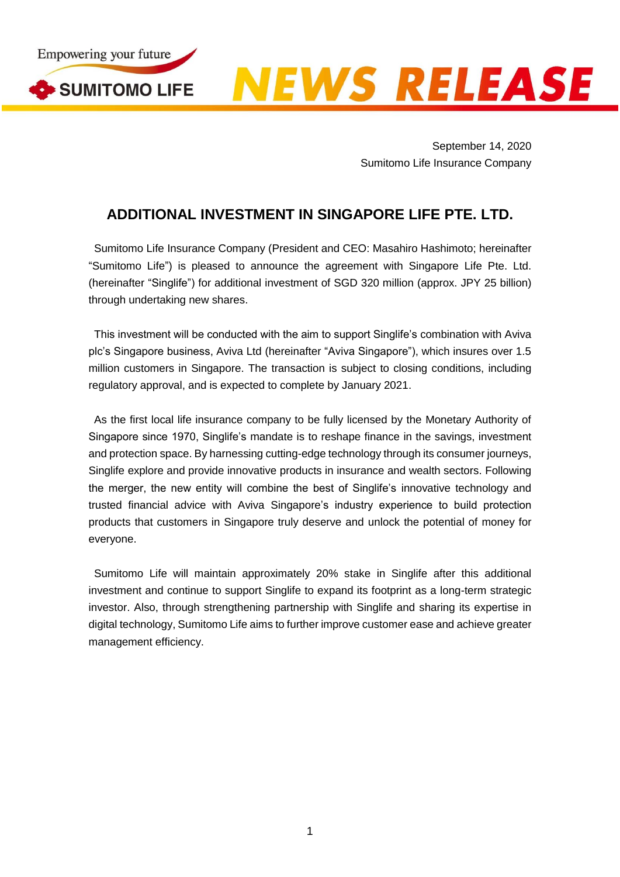Empowering your future

SUMITOMO LIFE

NEWS RELEASE

September 14, 2020
Sumitomo Life Insurance Company

# ADDITIONAL INVESTMENT IN SINGAPORE LIFE PTE. LTD.

Sumitomo Life Insurance Company (President and CEO: Masahiro Hashimoto; hereinafter "Sumitomo Life") is pleased to announce the agreement with Singapore Life Pte. Ltd. (hereinafter "Singlife") for additional investment of SGD 320 million (approx. JPY 25 billion) through undertaking new shares.

This investment will be conducted with the aim to support Singlife's combination with Aviva plc's Singapore business, Aviva Ltd (hereinafter "Aviva Singapore"), which insures over 1.5 million customers in Singapore. The transaction is subject to closing conditions, including regulatory approval, and is expected to complete by January 2021.

As the first local life insurance company to be fully licensed by the Monetary Authority of Singapore since 1970, Singlife's mandate is to reshape finance in the savings, investment and protection space. By harnessing cutting-edge technology through its consumer journeys, Singlife explore and provide innovative products in insurance and wealth sectors. Following the merger, the new entity will combine the best of Singlife's innovative technology and trusted financial advice with Aviva Singapore's industry experience to build protection products that customers in Singapore truly deserve and unlock the potential of money for everyone.

Sumitomo Life will maintain approximately 20% stake in Singlife after this additional investment and continue to support Singlife to expand its footprint as a long-term strategic investor. Also, through strengthening partnership with Singlife and sharing its expertise in digital technology, Sumitomo Life aims to further improve customer ease and achieve greater management efficiency.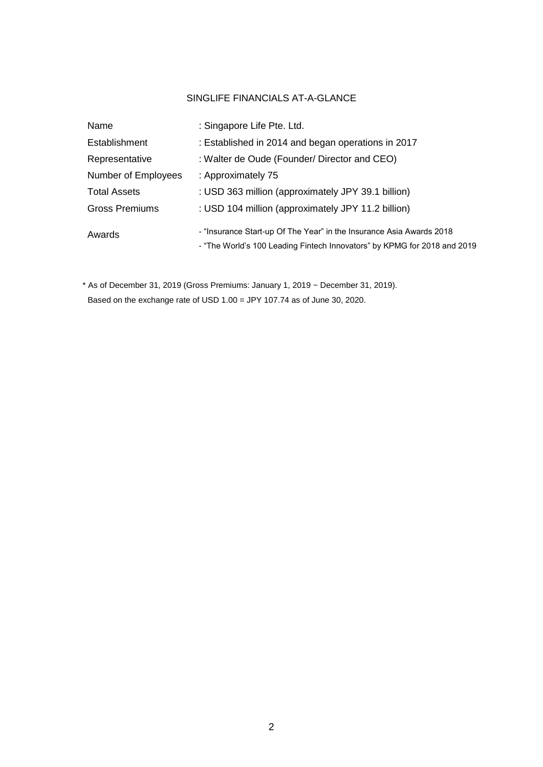## SINGLIFE FINANCIALS AT-A-GLANCE

| | |
|---|---|
| Name | : Singapore Life Pte. Ltd. |
| Establishment | : Established in 2014 and began operations in 2017 |
| Representative | : Walter de Oude (Founder/ Director and CEO) |
| Number of Employees | : Approximately 75 |
| Total Assets | : USD 363 million (approximately JPY 39.1 billion) |
| Gross Premiums | : USD 104 million (approximately JPY 11.2 billion) |
| Awards | - "Insurance Start-up Of The Year" in the Insurance Asia Awards 2018<br>- "The World's 100 Leading Fintech Innovators" by KPMG for 2018 and 2019 |

\* As of December 31, 2019 (Gross Premiums: January 1, 2019 ~ December 31, 2019).
Based on the exchange rate of USD 1.00 = JPY 107.74 as of June 30, 2020.